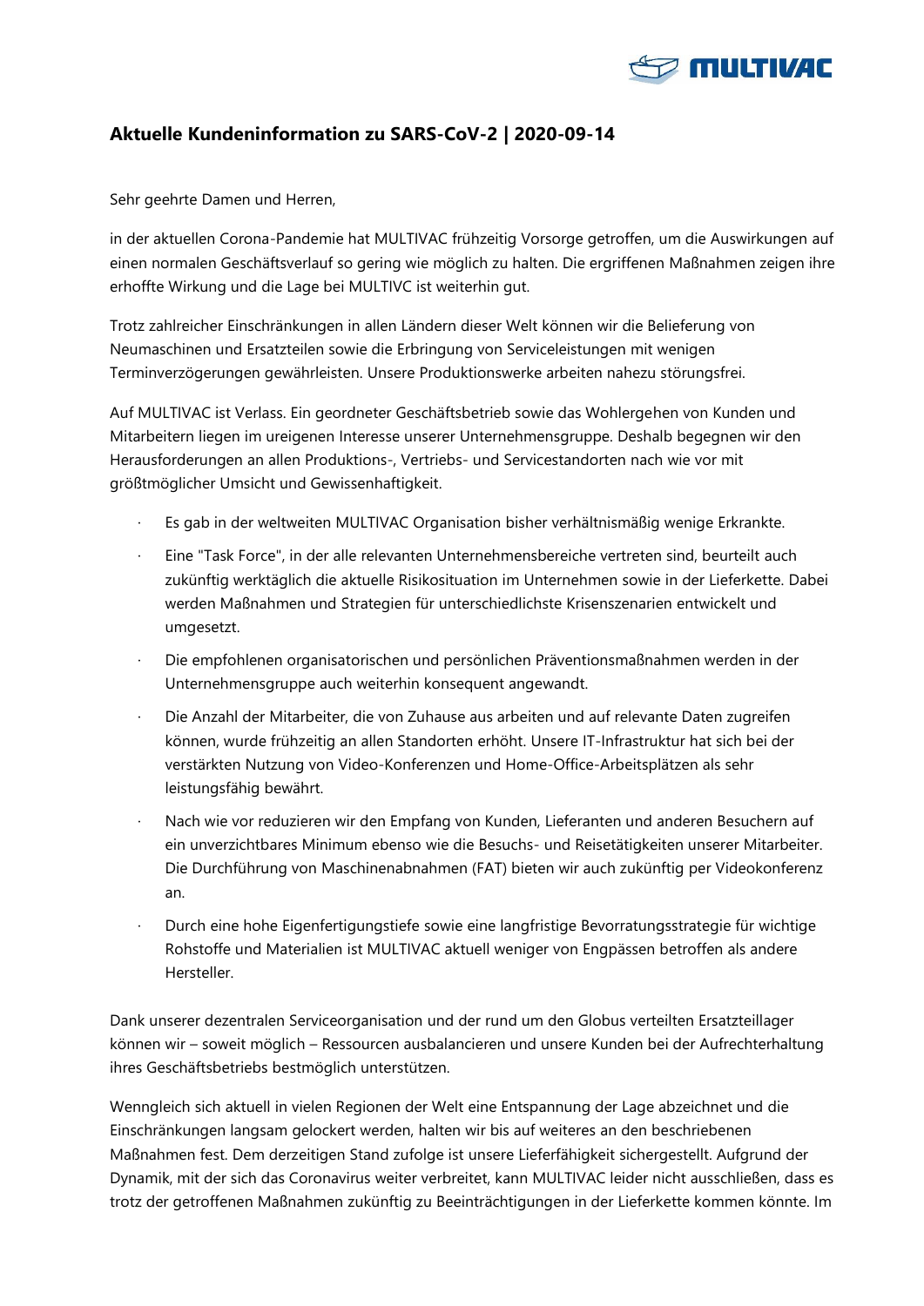## Aktuelle Kundeninformation zu SARS-CoV-2 | 2020-09-14

Sehr geehrte Damen und Herren,

in der aktuellen Corona-Pandemie hat MULTIVAC frühzeitig Vorsorge getroffen, um die Auswirkungen auf einen normalen Geschäftsverlauf so gering wie möglich zu halten. Die ergriffenen Maßnahmen zeigen ihre erhoffte Wirkung und die Lage bei MULTIVC ist weiterhin gut.

Trotz zahlreicher Einschränkungen in allen Ländern dieser Welt können wir die Belieferung von Neumaschinen und Ersatzteilen sowie die Erbringung von Serviceleistungen mit wenigen Terminverzögerungen gewährleisten. Unsere Produktionswerke arbeiten nahezu störungsfrei.

Auf MULTIVAC ist Verlass. Ein geordneter Geschäftsbetrieb sowie das Wohlergehen von Kunden und Mitarbeitern liegen im ureigenen Interesse unserer Unternehmensgruppe. Deshalb begegnen wir den Herausforderungen an allen Produktions-, Vertriebs- und Servicestandorten nach wie vor mit größtmöglicher Umsicht und Gewissenhaftigkeit.

- Es gab in der weltweiten MULTIVAC Organisation bisher verhältnismäßig wenige Erkrankte.
- Eine "Task Force", in der alle relevanten Unternehmensbereiche vertreten sind, beurteilt auch zukünftig werktäglich die aktuelle Risikosituation im Unternehmen sowie in der Lieferkette. Dabei werden Maßnahmen und Strategien für unterschiedlichste Krisenszenarien entwickelt und umgesetzt.
- Die empfohlenen organisatorischen und persönlichen Präventionsmaßnahmen werden in der Unternehmensgruppe auch weiterhin konsequent angewandt.
- Die Anzahl der Mitarbeiter, die von Zuhause aus arbeiten und auf relevante Daten zugreifen können, wurde frühzeitig an allen Standorten erhöht. Unsere IT-Infrastruktur hat sich bei der verstärkten Nutzung von Video-Konferenzen und Home-Office-Arbeitsplätzen als sehr leistungsfähig bewährt.
- Nach wie vor reduzieren wir den Empfang von Kunden, Lieferanten und anderen Besuchern auf ein unverzichtbares Minimum ebenso wie die Besuchs- und Reisetätigkeiten unserer Mitarbeiter. Die Durchführung von Maschinenabnahmen (FAT) bieten wir auch zukünftig per Videokonferenz an.
- Durch eine hohe Eigenfertigungstiefe sowie eine langfristige Bevorratungsstrategie für wichtige Rohstoffe und Materialien ist MULTIVAC aktuell weniger von Engpässen betroffen als andere Hersteller.

Dank unserer dezentralen Serviceorganisation und der rund um den Globus verteilten Ersatzteillager können wir – soweit möglich – Ressourcen ausbalancieren und unsere Kunden bei der Aufrechterhaltung ihres Geschäftsbetriebs bestmöglich unterstützen.

Wenngleich sich aktuell in vielen Regionen der Welt eine Entspannung der Lage abzeichnet und die Einschränkungen langsam gelockert werden, halten wir bis auf weiteres an den beschriebenen Maßnahmen fest. Dem derzeitigen Stand zufolge ist unsere Lieferfähigkeit sichergestellt. Aufgrund der Dynamik, mit der sich das Coronavirus weiter verbreitet, kann MULTIVAC leider nicht ausschließen, dass es trotz der getroffenen Maßnahmen zukünftig zu Beeinträchtigungen in der Lieferkette kommen könnte. Im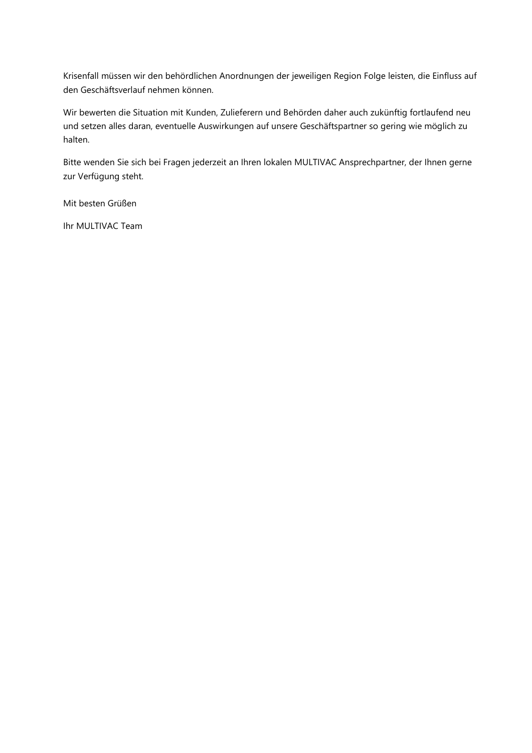Krisenfall müssen wir den behördlichen Anordnungen der jeweiligen Region Folge leisten, die Einfluss auf den Geschäftsverlauf nehmen können.

Wir bewerten die Situation mit Kunden, Zulieferern und Behörden daher auch zukünftig fortlaufend neu und setzen alles daran, eventuelle Auswirkungen auf unsere Geschäftspartner so gering wie möglich zu halten.

Bitte wenden Sie sich bei Fragen jederzeit an Ihren lokalen MULTIVAC Ansprechpartner, der Ihnen gerne zur Verfügung steht.

Mit besten Grüßen

Ihr MULTIVAC Team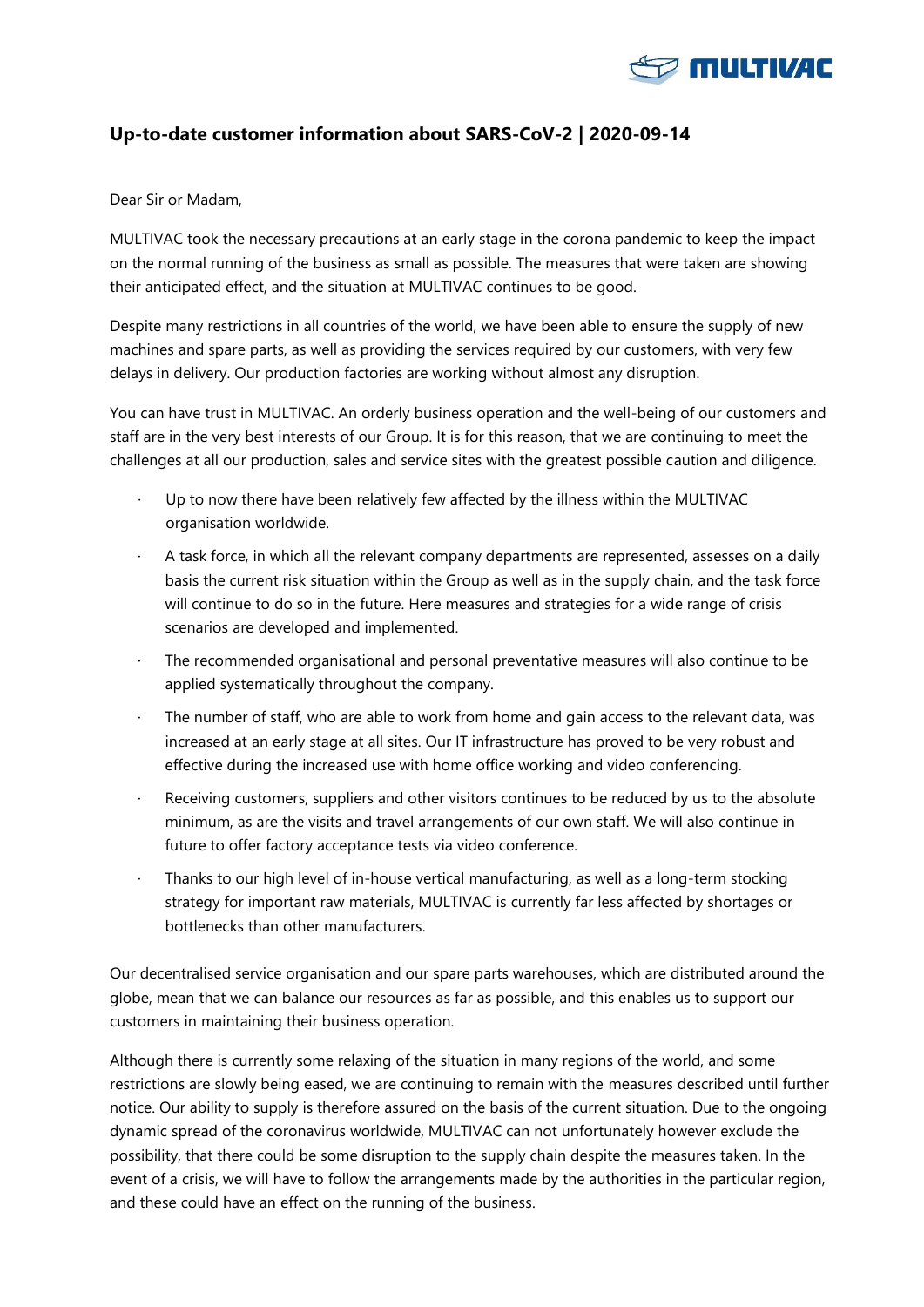## Up-to-date customer information about SARS-CoV-2 | 2020-09-14

Dear Sir or Madam,

MULTIVAC took the necessary precautions at an early stage in the corona pandemic to keep the impact on the normal running of the business as small as possible. The measures that were taken are showing their anticipated effect, and the situation at MULTIVAC continues to be good.

Despite many restrictions in all countries of the world, we have been able to ensure the supply of new machines and spare parts, as well as providing the services required by our customers, with very few delays in delivery. Our production factories are working without almost any disruption.

You can have trust in MULTIVAC. An orderly business operation and the well-being of our customers and staff are in the very best interests of our Group. It is for this reason, that we are continuing to meet the challenges at all our production, sales and service sites with the greatest possible caution and diligence.

- Up to now there have been relatively few affected by the illness within the MULTIVAC organisation worldwide.
- A task force, in which all the relevant company departments are represented, assesses on a daily basis the current risk situation within the Group as well as in the supply chain, and the task force will continue to do so in the future. Here measures and strategies for a wide range of crisis scenarios are developed and implemented.
- The recommended organisational and personal preventative measures will also continue to be applied systematically throughout the company.
- The number of staff, who are able to work from home and gain access to the relevant data, was increased at an early stage at all sites. Our IT infrastructure has proved to be very robust and effective during the increased use with home office working and video conferencing.
- Receiving customers, suppliers and other visitors continues to be reduced by us to the absolute minimum, as are the visits and travel arrangements of our own staff. We will also continue in future to offer factory acceptance tests via video conference.
- Thanks to our high level of in-house vertical manufacturing, as well as a long-term stocking strategy for important raw materials, MULTIVAC is currently far less affected by shortages or bottlenecks than other manufacturers.

Our decentralised service organisation and our spare parts warehouses, which are distributed around the globe, mean that we can balance our resources as far as possible, and this enables us to support our customers in maintaining their business operation.

Although there is currently some relaxing of the situation in many regions of the world, and some restrictions are slowly being eased, we are continuing to remain with the measures described until further notice. Our ability to supply is therefore assured on the basis of the current situation. Due to the ongoing dynamic spread of the coronavirus worldwide, MULTIVAC can not unfortunately however exclude the possibility, that there could be some disruption to the supply chain despite the measures taken. In the event of a crisis, we will have to follow the arrangements made by the authorities in the particular region, and these could have an effect on the running of the business.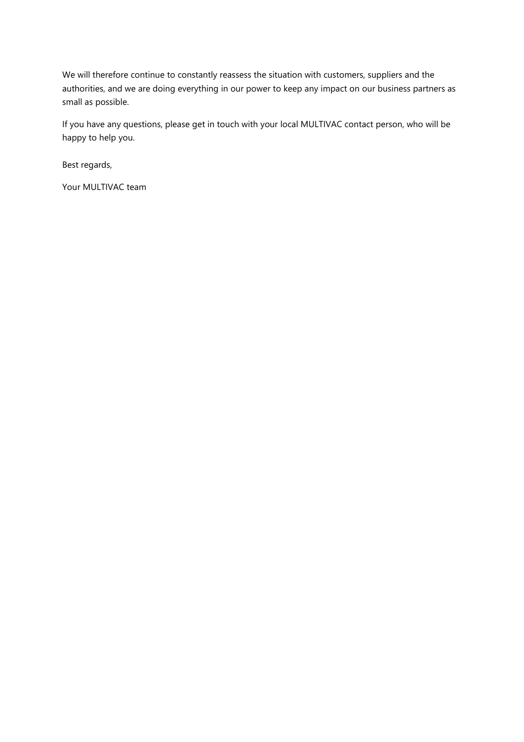We will therefore continue to constantly reassess the situation with customers, suppliers and the authorities, and we are doing everything in our power to keep any impact on our business partners as small as possible.

If you have any questions, please get in touch with your local MULTIVAC contact person, who will be happy to help you.

Best regards,

Your MULTIVAC team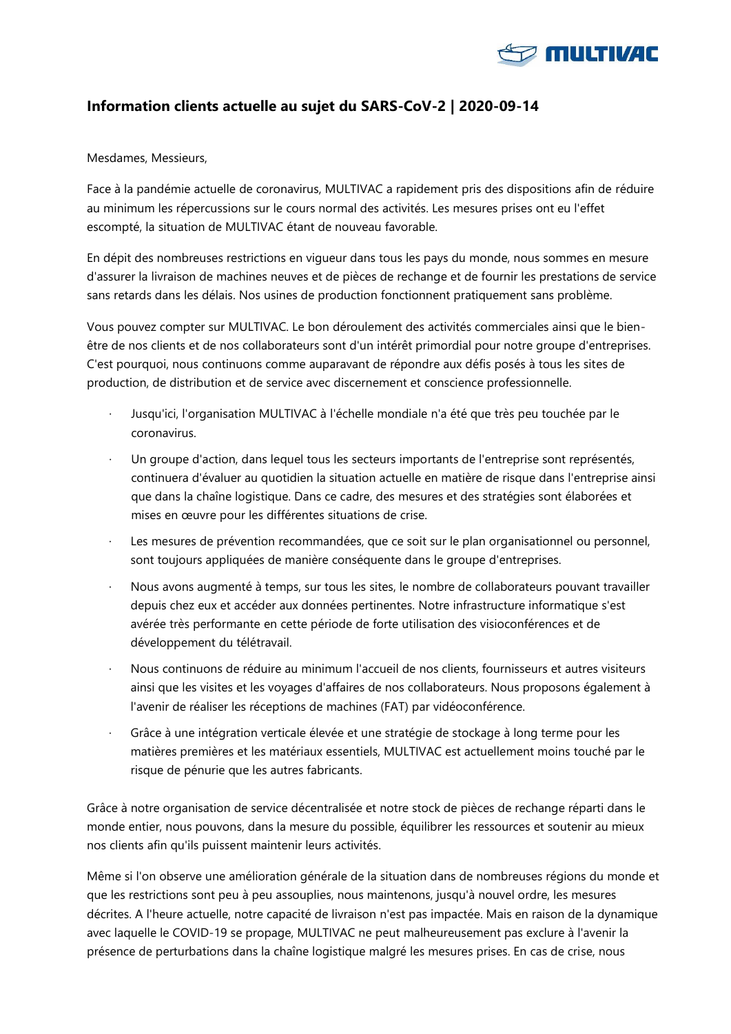## Information clients actuelle au sujet du SARS-CoV-2 | 2020-09-14

Mesdames, Messieurs,

Face à la pandémie actuelle de coronavirus, MULTIVAC a rapidement pris des dispositions afin de réduire au minimum les répercussions sur le cours normal des activités. Les mesures prises ont eu l'effet escompté, la situation de MULTIVAC étant de nouveau favorable.

En dépit des nombreuses restrictions en vigueur dans tous les pays du monde, nous sommes en mesure d'assurer la livraison de machines neuves et de pièces de rechange et de fournir les prestations de service sans retards dans les délais. Nos usines de production fonctionnent pratiquement sans problème.

Vous pouvez compter sur MULTIVAC. Le bon déroulement des activités commerciales ainsi que le bien-être de nos clients et de nos collaborateurs sont d'un intérêt primordial pour notre groupe d'entreprises. C'est pourquoi, nous continuons comme auparavant de répondre aux défis posés à tous les sites de production, de distribution et de service avec discernement et conscience professionnelle.

- Jusqu'ici, l'organisation MULTIVAC à l'échelle mondiale n'a été que très peu touchée par le coronavirus.
- Un groupe d'action, dans lequel tous les secteurs importants de l'entreprise sont représentés, continuera d'évaluer au quotidien la situation actuelle en matière de risque dans l'entreprise ainsi que dans la chaîne logistique. Dans ce cadre, des mesures et des stratégies sont élaborées et mises en œuvre pour les différentes situations de crise.
- Les mesures de prévention recommandées, que ce soit sur le plan organisationnel ou personnel, sont toujours appliquées de manière conséquente dans le groupe d'entreprises.
- Nous avons augmenté à temps, sur tous les sites, le nombre de collaborateurs pouvant travailler depuis chez eux et accéder aux données pertinentes. Notre infrastructure informatique s'est avérée très performante en cette période de forte utilisation des visioconférences et de développement du télétravail.
- Nous continuons de réduire au minimum l'accueil de nos clients, fournisseurs et autres visiteurs ainsi que les visites et les voyages d'affaires de nos collaborateurs. Nous proposons également à l'avenir de réaliser les réceptions de machines (FAT) par vidéoconférence.
- Grâce à une intégration verticale élevée et une stratégie de stockage à long terme pour les matières premières et les matériaux essentiels, MULTIVAC est actuellement moins touché par le risque de pénurie que les autres fabricants.

Grâce à notre organisation de service décentralisée et notre stock de pièces de rechange réparti dans le monde entier, nous pouvons, dans la mesure du possible, équilibrer les ressources et soutenir au mieux nos clients afin qu'ils puissent maintenir leurs activités.

Même si l'on observe une amélioration générale de la situation dans de nombreuses régions du monde et que les restrictions sont peu à peu assouplies, nous maintenons, jusqu'à nouvel ordre, les mesures décrites. A l'heure actuelle, notre capacité de livraison n'est pas impactée. Mais en raison de la dynamique avec laquelle le COVID-19 se propage, MULTIVAC ne peut malheureusement pas exclure à l'avenir la présence de perturbations dans la chaîne logistique malgré les mesures prises. En cas de crise, nous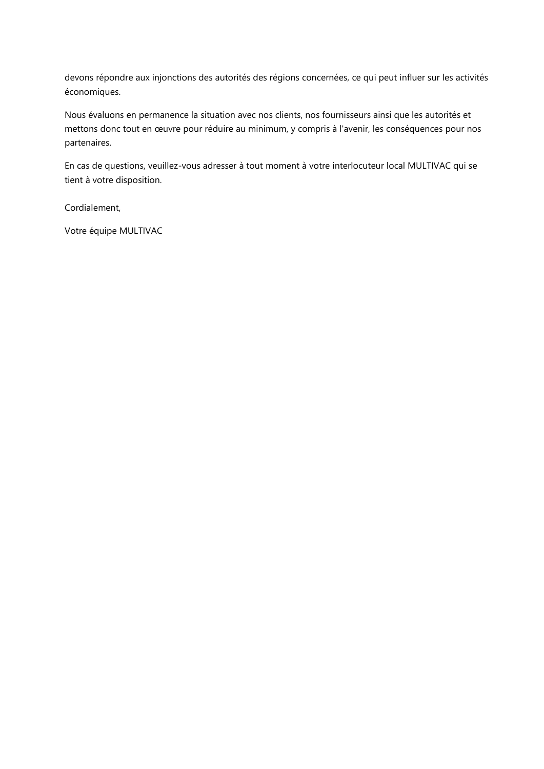devons répondre aux injonctions des autorités des régions concernées, ce qui peut influer sur les activités économiques.

Nous évaluons en permanence la situation avec nos clients, nos fournisseurs ainsi que les autorités et mettons donc tout en œuvre pour réduire au minimum, y compris à l'avenir, les conséquences pour nos partenaires.

En cas de questions, veuillez-vous adresser à tout moment à votre interlocuteur local MULTIVAC qui se tient à votre disposition.

Cordialement,

Votre équipe MULTIVAC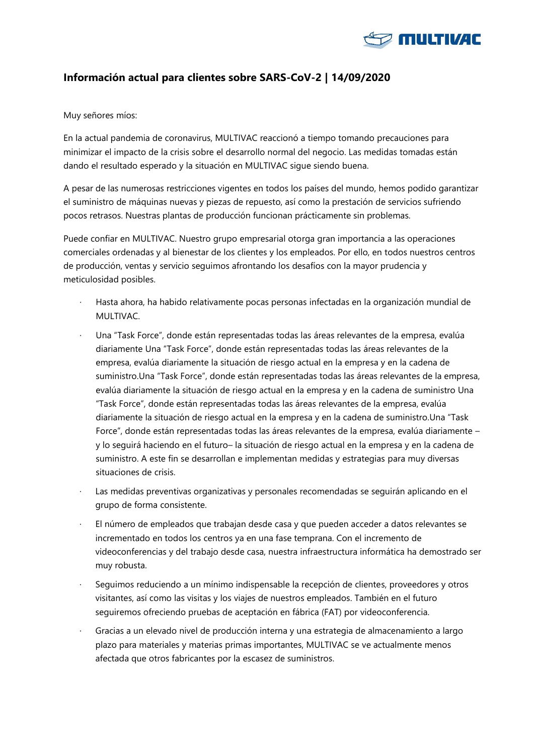## Información actual para clientes sobre SARS-CoV-2 | 14/09/2020

Muy señores míos:

En la actual pandemia de coronavirus, MULTIVAC reaccionó a tiempo tomando precauciones para minimizar el impacto de la crisis sobre el desarrollo normal del negocio. Las medidas tomadas están dando el resultado esperado y la situación en MULTIVAC sigue siendo buena.

A pesar de las numerosas restricciones vigentes en todos los países del mundo, hemos podido garantizar el suministro de máquinas nuevas y piezas de repuesto, así como la prestación de servicios sufriendo pocos retrasos. Nuestras plantas de producción funcionan prácticamente sin problemas.

Puede confiar en MULTIVAC. Nuestro grupo empresarial otorga gran importancia a las operaciones comerciales ordenadas y al bienestar de los clientes y los empleados. Por ello, en todos nuestros centros de producción, ventas y servicio seguimos afrontando los desafíos con la mayor prudencia y meticulosidad posibles.

- Hasta ahora, ha habido relativamente pocas personas infectadas en la organización mundial de MULTIVAC.
- Una "Task Force", donde están representadas todas las áreas relevantes de la empresa, evalúa diariamente Una "Task Force", donde están representadas todas las áreas relevantes de la empresa, evalúa diariamente la situación de riesgo actual en la empresa y en la cadena de suministro.Una "Task Force", donde están representadas todas las áreas relevantes de la empresa, evalúa diariamente la situación de riesgo actual en la empresa y en la cadena de suministro Una "Task Force", donde están representadas todas las áreas relevantes de la empresa, evalúa diariamente la situación de riesgo actual en la empresa y en la cadena de suministro.Una "Task Force", donde están representadas todas las áreas relevantes de la empresa, evalúa diariamente –y lo seguirá haciendo en el futuro– la situación de riesgo actual en la empresa y en la cadena de suministro. A este fin se desarrollan e implementan medidas y estrategias para muy diversas situaciones de crisis.
- Las medidas preventivas organizativas y personales recomendadas se seguirán aplicando en el grupo de forma consistente.
- El número de empleados que trabajan desde casa y que pueden acceder a datos relevantes se incrementado en todos los centros ya en una fase temprana. Con el incremento de videoconferencias y del trabajo desde casa, nuestra infraestructura informática ha demostrado ser muy robusta.
- Seguimos reduciendo a un mínimo indispensable la recepción de clientes, proveedores y otros visitantes, así como las visitas y los viajes de nuestros empleados. También en el futuro seguiremos ofreciendo pruebas de aceptación en fábrica (FAT) por videoconferencia.
- Gracias a un elevado nivel de producción interna y una estrategia de almacenamiento a largo plazo para materiales y materias primas importantes, MULTIVAC se ve actualmente menos afectada que otros fabricantes por la escasez de suministros.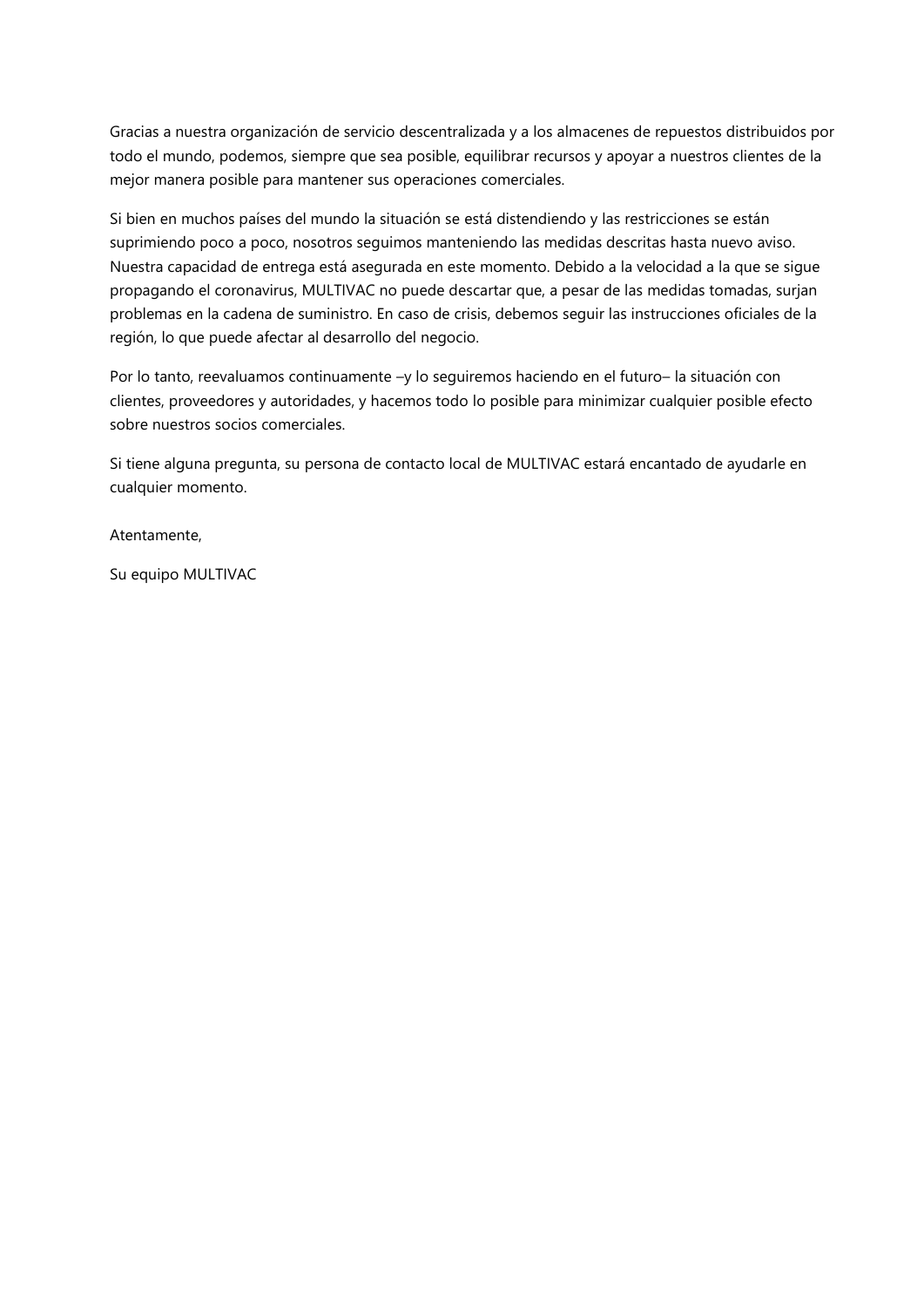Gracias a nuestra organización de servicio descentralizada y a los almacenes de repuestos distribuidos por todo el mundo, podemos, siempre que sea posible, equilibrar recursos y apoyar a nuestros clientes de la mejor manera posible para mantener sus operaciones comerciales.

Si bien en muchos países del mundo la situación se está distendiendo y las restricciones se están suprimiendo poco a poco, nosotros seguimos manteniendo las medidas descritas hasta nuevo aviso. Nuestra capacidad de entrega está asegurada en este momento. Debido a la velocidad a la que se sigue propagando el coronavirus, MULTIVAC no puede descartar que, a pesar de las medidas tomadas, surjan problemas en la cadena de suministro. En caso de crisis, debemos seguir las instrucciones oficiales de la región, lo que puede afectar al desarrollo del negocio.

Por lo tanto, reevaluamos continuamente –y lo seguiremos haciendo en el futuro– la situación con clientes, proveedores y autoridades, y hacemos todo lo posible para minimizar cualquier posible efecto sobre nuestros socios comerciales.

Si tiene alguna pregunta, su persona de contacto local de MULTIVAC estará encantado de ayudarle en cualquier momento.

Atentamente,

Su equipo MULTIVAC